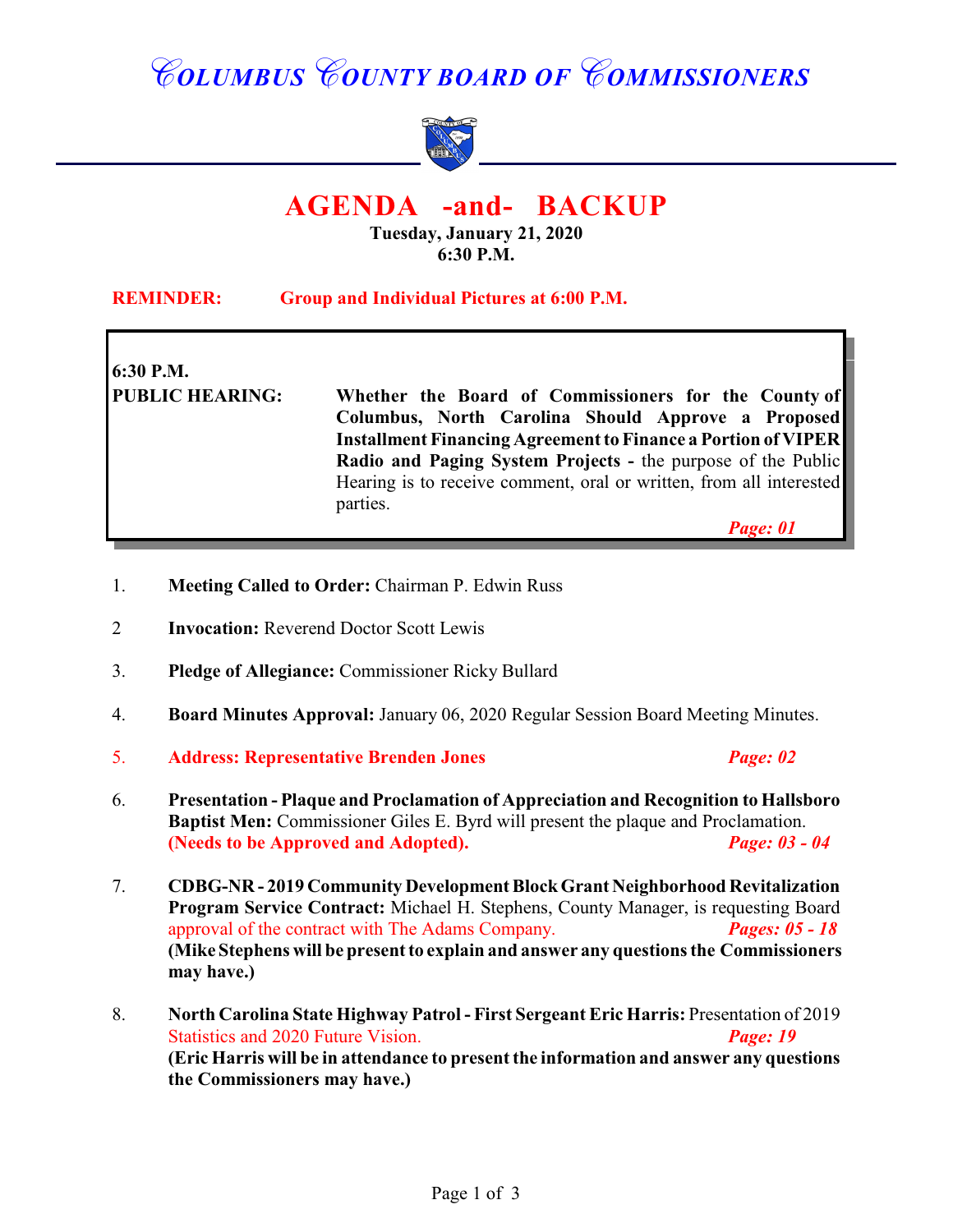# COLUMBUS COUNTY BOARD OF COMMISSIONERS

## AGENDA -and- BACKUP

**Tuesday, January 21, 2020**
**6:30 P.M.**

**REMINDER:** **Group and Individual Pictures at 6:00 P.M.**

**6:30 P.M.**
**PUBLIC HEARING:** **Whether the Board of Commissioners for the County of Columbus, North Carolina Should Approve a Proposed Installment Financing Agreement to Finance a Portion of VIPER Radio and Paging System Projects -** the purpose of the Public Hearing is to receive comment, oral or written, from all interested parties.

***Page: 01***

1. **Meeting Called to Order:** Chairman P. Edwin Russ

2. **Invocation:** Reverend Doctor Scott Lewis

3. **Pledge of Allegiance:** Commissioner Ricky Bullard

4. **Board Minutes Approval:** January 06, 2020 Regular Session Board Meeting Minutes.

5. **Address: Representative Brenden Jones** ***Page: 02***

6. **Presentation - Plaque and Proclamation of Appreciation and Recognition to Hallsboro Baptist Men:** Commissioner Giles E. Byrd will present the plaque and Proclamation. **(Needs to be Approved and Adopted).** ***Page: 03 - 04***

7. **CDBG-NR - 2019 Community Development Block Grant Neighborhood Revitalization Program Service Contract:** Michael H. Stephens, County Manager, is requesting Board approval of the contract with The Adams Company. ***Pages: 05 - 18***
**(Mike Stephens will be present to explain and answer any questions the Commissioners may have.)**

8. **North Carolina State Highway Patrol - First Sergeant Eric Harris:** Presentation of 2019 Statistics and 2020 Future Vision. ***Page: 19***
**(Eric Harris will be in attendance to present the information and answer any questions the Commissioners may have.)**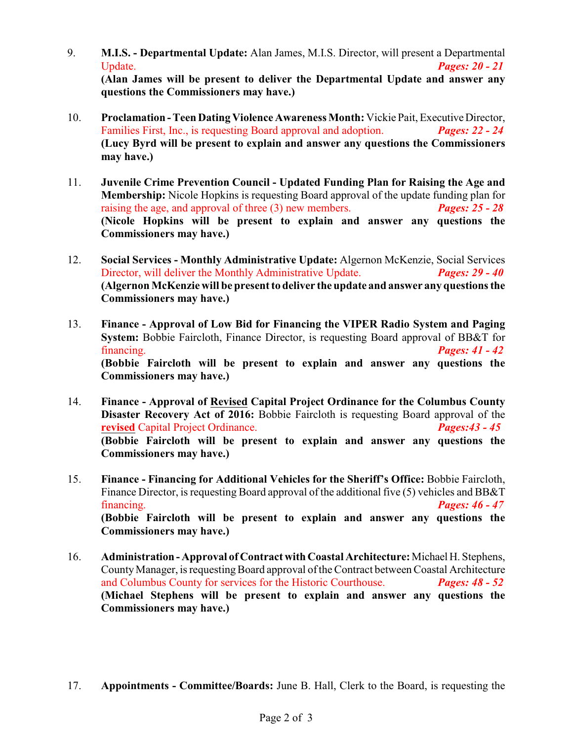9. **M.I.S. - Departmental Update:** Alan James, M.I.S. Director, will present a Departmental Update. ***Pages: 20 - 21***
**(Alan James will be present to deliver the Departmental Update and answer any questions the Commissioners may have.)**

10. **Proclamation - Teen Dating Violence Awareness Month:** Vickie Pait, Executive Director, Families First, Inc., is requesting Board approval and adoption. ***Pages: 22 - 24***
**(Lucy Byrd will be present to explain and answer any questions the Commissioners may have.)**

11. **Juvenile Crime Prevention Council - Updated Funding Plan for Raising the Age and Membership:** Nicole Hopkins is requesting Board approval of the update funding plan for raising the age, and approval of three (3) new members. ***Pages: 25 - 28***
**(Nicole Hopkins will be present to explain and answer any questions the Commissioners may have.)**

12. **Social Services - Monthly Administrative Update:** Algernon McKenzie, Social Services Director, will deliver the Monthly Administrative Update. ***Pages: 29 - 40***
**(Algernon McKenzie will be present to deliver the update and answer any questions the Commissioners may have.)**

13. **Finance - Approval of Low Bid for Financing the VIPER Radio System and Paging System:** Bobbie Faircloth, Finance Director, is requesting Board approval of BB&T for financing. ***Pages: 41 - 42***
**(Bobbie Faircloth will be present to explain and answer any questions the Commissioners may have.)**

14. **Finance - Approval of Revised Capital Project Ordinance for the Columbus County Disaster Recovery Act of 2016:** Bobbie Faircloth is requesting Board approval of the **revised** Capital Project Ordinance. ***Pages:43 - 45***
**(Bobbie Faircloth will be present to explain and answer any questions the Commissioners may have.)**

15. **Finance - Financing for Additional Vehicles for the Sheriff's Office:** Bobbie Faircloth, Finance Director, is requesting Board approval of the additional five (5) vehicles and BB&T financing. ***Pages: 46 - 47***
**(Bobbie Faircloth will be present to explain and answer any questions the Commissioners may have.)**

16. **Administration - Approval of Contract with Coastal Architecture:** Michael H. Stephens, County Manager, is requesting Board approval of the Contract between Coastal Architecture and Columbus County for services for the Historic Courthouse. ***Pages: 48 - 52***
**(Michael Stephens will be present to explain and answer any questions the Commissioners may have.)**

17. **Appointments - Committee/Boards:** June B. Hall, Clerk to the Board, is requesting the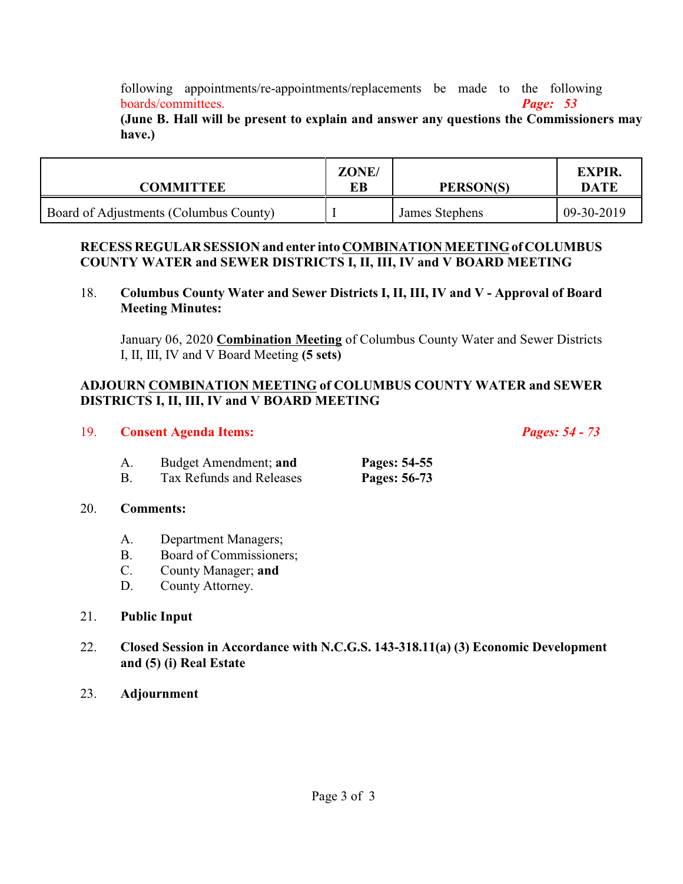following appointments/re-appointments/replacements be made to the following boards/committees. ***Page: 53***

**(June B. Hall will be present to explain and answer any questions the Commissioners may have.)**

| COMMITTEE | ZONE/ EB | PERSON(S) | EXPIR. DATE |
|---|---|---|---|
| Board of Adjustments (Columbus County) | I | James Stephens | 09-30-2019 |

**RECESS REGULAR SESSION and enter into <u>COMBINATION MEETING</u> of COLUMBUS COUNTY WATER and SEWER DISTRICTS I, II, III, IV and V BOARD MEETING**

18. **Columbus County Water and Sewer Districts I, II, III, IV and V - Approval of Board Meeting Minutes:**

    January 06, 2020 **<u>Combination Meeting</u>** of Columbus County Water and Sewer Districts I, II, III, IV and V Board Meeting **(5 sets)**

**ADJOURN <u>COMBINATION MEETING</u> of COLUMBUS COUNTY WATER and SEWER DISTRICTS I, II, III, IV and V BOARD MEETING**

19. **Consent Agenda Items:** ***Pages: 54 - 73***

    A. Budget Amendment; **and** **Pages: 54-55**
    B. Tax Refunds and Releases **Pages: 56-73**

20. **Comments:**

    A. Department Managers;
    B. Board of Commissioners;
    C. County Manager; **and**
    D. County Attorney.

21. **Public Input**

22. **Closed Session in Accordance with N.C.G.S. 143-318.11(a) (3) Economic Development and (5) (i) Real Estate**

23. **Adjournment**